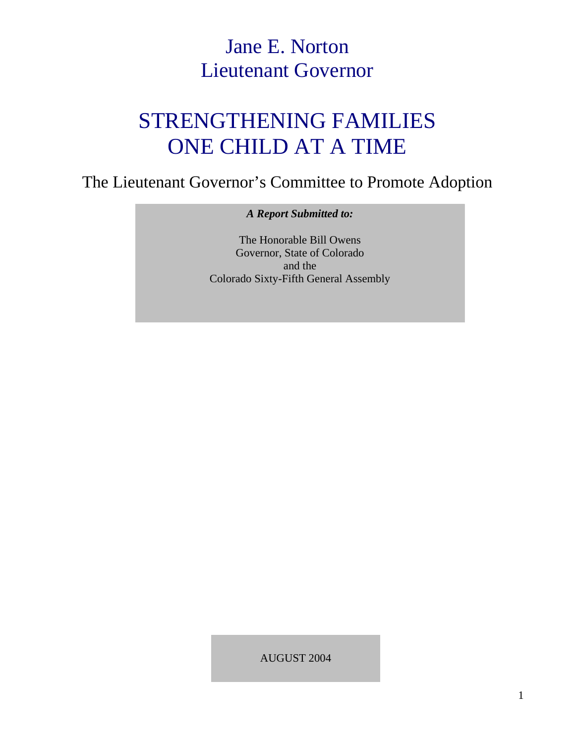# Jane E. Norton
# Lieutenant Governor

# STRENGTHENING FAMILIES ONE CHILD AT A TIME

## The Lieutenant Governor's Committee to Promote Adoption

***A Report Submitted to:***

The Honorable Bill Owens
Governor, State of Colorado
and the
Colorado Sixty-Fifth General Assembly

AUGUST 2004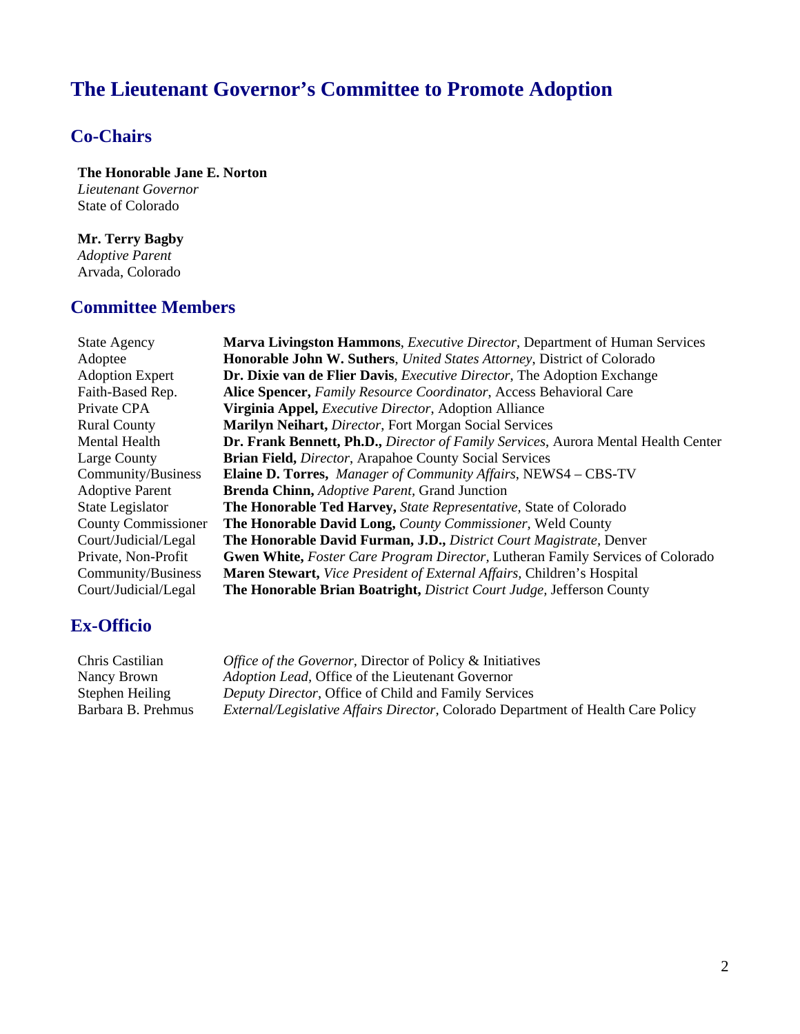# The Lieutenant Governor's Committee to Promote Adoption

## Co-Chairs

**The Honorable Jane E. Norton**
*Lieutenant Governor*
State of Colorado

**Mr. Terry Bagby**
*Adoptive Parent*
Arvada, Colorado

## Committee Members

| | |
|---|---|
| State Agency | **Marva Livingston Hammons**, *Executive Director*, Department of Human Services |
| Adoptee | **Honorable John W. Suthers**, *United States Attorney*, District of Colorado |
| Adoption Expert | **Dr. Dixie van de Flier Davis**, *Executive Director*, The Adoption Exchange |
| Faith-Based Rep. | **Alice Spencer,** *Family Resource Coordinator*, Access Behavioral Care |
| Private CPA | **Virginia Appel,** *Executive Director*, Adoption Alliance |
| Rural County | **Marilyn Neihart,** *Director*, Fort Morgan Social Services |
| Mental Health | **Dr. Frank Bennett, Ph.D.,** *Director of Family Services*, Aurora Mental Health Center |
| Large County | **Brian Field,** *Director*, Arapahoe County Social Services |
| Community/Business | **Elaine D. Torres,** *Manager of Community Affairs*, NEWS4 – CBS-TV |
| Adoptive Parent | **Brenda Chinn,** *Adoptive Parent*, Grand Junction |
| State Legislator | **The Honorable Ted Harvey,** *State Representative*, State of Colorado |
| County Commissioner | **The Honorable David Long,** *County Commissioner*, Weld County |
| Court/Judicial/Legal | **The Honorable David Furman, J.D.,** *District Court Magistrate*, Denver |
| Private, Non-Profit | **Gwen White,** *Foster Care Program Director*, Lutheran Family Services of Colorado |
| Community/Business | **Maren Stewart,** *Vice President of External Affairs*, Children's Hospital |
| Court/Judicial/Legal | **The Honorable Brian Boatright,** *District Court Judge*, Jefferson County |

## Ex-Officio

| | |
|---|---|
| Chris Castilian | *Office of the Governor*, Director of Policy & Initiatives |
| Nancy Brown | *Adoption Lead*, Office of the Lieutenant Governor |
| Stephen Heiling | *Deputy Director*, Office of Child and Family Services |
| Barbara B. Prehmus | *External/Legislative Affairs Director*, Colorado Department of Health Care Policy |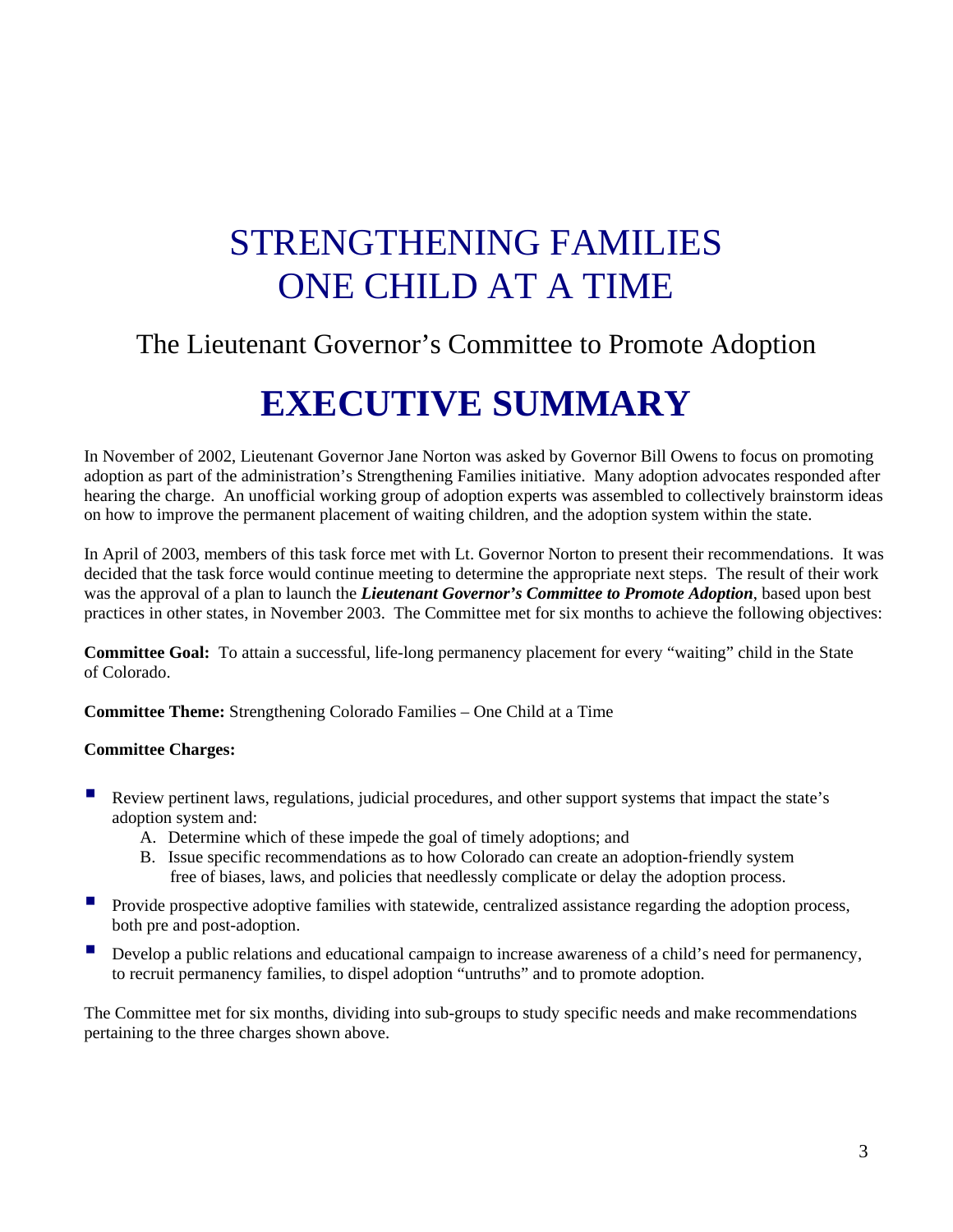# STRENGTHENING FAMILIES ONE CHILD AT A TIME

## The Lieutenant Governor's Committee to Promote Adoption

# EXECUTIVE SUMMARY

In November of 2002, Lieutenant Governor Jane Norton was asked by Governor Bill Owens to focus on promoting adoption as part of the administration's Strengthening Families initiative. Many adoption advocates responded after hearing the charge. An unofficial working group of adoption experts was assembled to collectively brainstorm ideas on how to improve the permanent placement of waiting children, and the adoption system within the state.

In April of 2003, members of this task force met with Lt. Governor Norton to present their recommendations. It was decided that the task force would continue meeting to determine the appropriate next steps. The result of their work was the approval of a plan to launch the ***Lieutenant Governor's Committee to Promote Adoption***, based upon best practices in other states, in November 2003. The Committee met for six months to achieve the following objectives:

**Committee Goal:** To attain a successful, life-long permanency placement for every "waiting" child in the State of Colorado.

**Committee Theme:** Strengthening Colorado Families – One Child at a Time

**Committee Charges:**

- Review pertinent laws, regulations, judicial procedures, and other support systems that impact the state's adoption system and:
  A. Determine which of these impede the goal of timely adoptions; and
  B. Issue specific recommendations as to how Colorado can create an adoption-friendly system free of biases, laws, and policies that needlessly complicate or delay the adoption process.
- Provide prospective adoptive families with statewide, centralized assistance regarding the adoption process, both pre and post-adoption.
- Develop a public relations and educational campaign to increase awareness of a child's need for permanency, to recruit permanency families, to dispel adoption "untruths" and to promote adoption.

The Committee met for six months, dividing into sub-groups to study specific needs and make recommendations pertaining to the three charges shown above.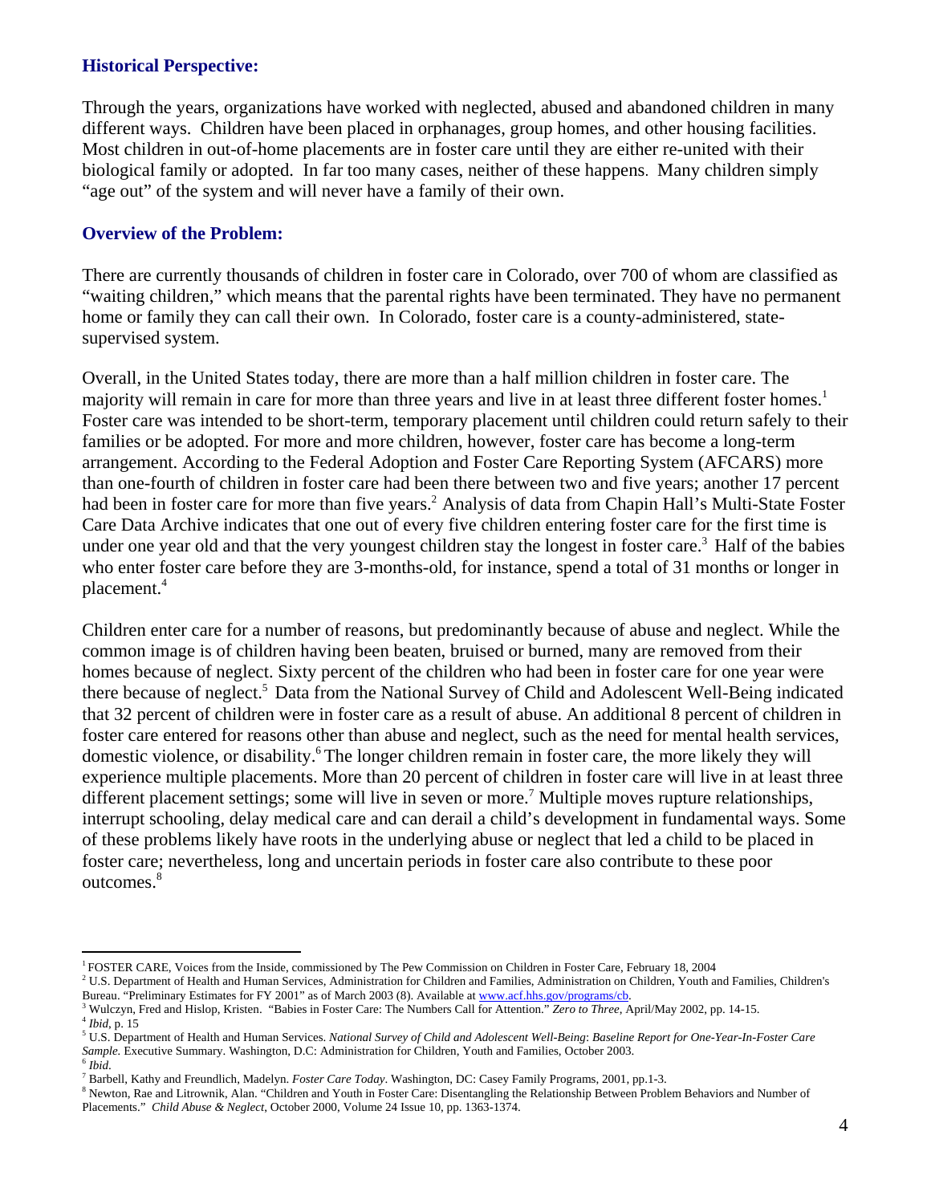## Historical Perspective:

Through the years, organizations have worked with neglected, abused and abandoned children in many different ways. Children have been placed in orphanages, group homes, and other housing facilities. Most children in out-of-home placements are in foster care until they are either re-united with their biological family or adopted. In far too many cases, neither of these happens. Many children simply "age out" of the system and will never have a family of their own.

## Overview of the Problem:

There are currently thousands of children in foster care in Colorado, over 700 of whom are classified as "waiting children," which means that the parental rights have been terminated. They have no permanent home or family they can call their own. In Colorado, foster care is a county-administered, state-supervised system.

Overall, in the United States today, there are more than a half million children in foster care. The majority will remain in care for more than three years and live in at least three different foster homes.[1] Foster care was intended to be short-term, temporary placement until children could return safely to their families or be adopted. For more and more children, however, foster care has become a long-term arrangement. According to the Federal Adoption and Foster Care Reporting System (AFCARS) more than one-fourth of children in foster care had been there between two and five years; another 17 percent had been in foster care for more than five years.[2] Analysis of data from Chapin Hall's Multi-State Foster Care Data Archive indicates that one out of every five children entering foster care for the first time is under one year old and that the very youngest children stay the longest in foster care.[3] Half of the babies who enter foster care before they are 3-months-old, for instance, spend a total of 31 months or longer in placement.[4]

Children enter care for a number of reasons, but predominantly because of abuse and neglect. While the common image is of children having been beaten, bruised or burned, many are removed from their homes because of neglect. Sixty percent of the children who had been in foster care for one year were there because of neglect.[5] Data from the National Survey of Child and Adolescent Well-Being indicated that 32 percent of children were in foster care as a result of abuse. An additional 8 percent of children in foster care entered for reasons other than abuse and neglect, such as the need for mental health services, domestic violence, or disability.[6] The longer children remain in foster care, the more likely they will experience multiple placements. More than 20 percent of children in foster care will live in at least three different placement settings; some will live in seven or more.[7] Multiple moves rupture relationships, interrupt schooling, delay medical care and can derail a child's development in fundamental ways. Some of these problems likely have roots in the underlying abuse or neglect that led a child to be placed in foster care; nevertheless, long and uncertain periods in foster care also contribute to these poor outcomes.[8]

---

[1] FOSTER CARE, Voices from the Inside, commissioned by The Pew Commission on Children in Foster Care, February 18, 2004

[2] U.S. Department of Health and Human Services, Administration for Children and Families, Administration on Children, Youth and Families, Children's Bureau. "Preliminary Estimates for FY 2001" as of March 2003 (8). Available at www.acf.hhs.gov/programs/cb.

[3] Wulczyn, Fred and Hislop, Kristen. "Babies in Foster Care: The Numbers Call for Attention." *Zero to Three*, April/May 2002, pp. 14-15.

[4] *Ibid*, p. 15

[5] U.S. Department of Health and Human Services. *National Survey of Child and Adolescent Well-Being*: *Baseline Report for One-Year-In-Foster Care Sample.* Executive Summary. Washington, D.C: Administration for Children, Youth and Families, October 2003.

[6] *Ibid*.

[7] Barbell, Kathy and Freundlich, Madelyn. *Foster Care Today*. Washington, DC: Casey Family Programs, 2001, pp.1-3.

[8] Newton, Rae and Litrownik, Alan. "Children and Youth in Foster Care: Disentangling the Relationship Between Problem Behaviors and Number of Placements." *Child Abuse & Neglect*, October 2000, Volume 24 Issue 10, pp. 1363-1374.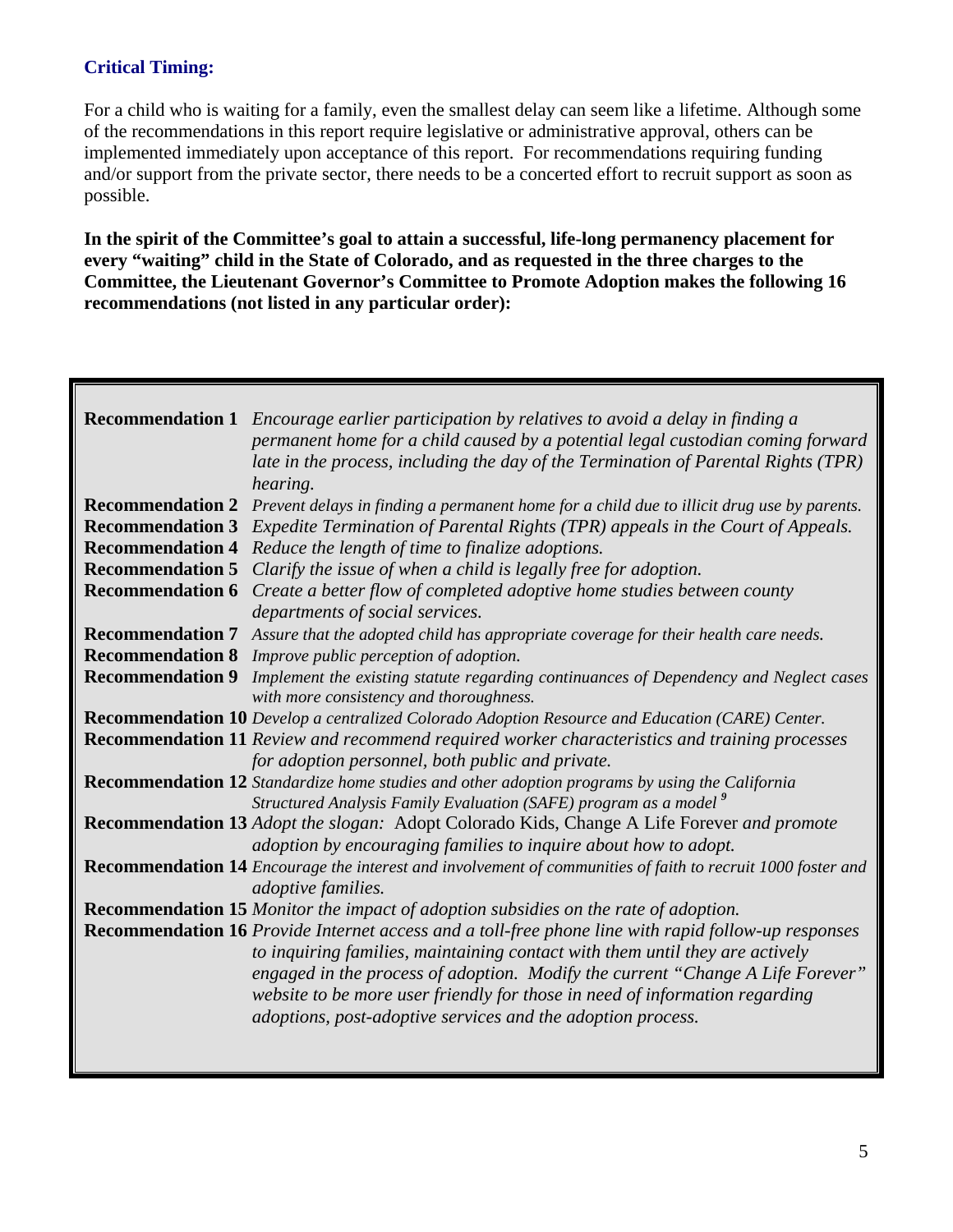### Critical Timing:

For a child who is waiting for a family, even the smallest delay can seem like a lifetime. Although some of the recommendations in this report require legislative or administrative approval, others can be implemented immediately upon acceptance of this report. For recommendations requiring funding and/or support from the private sector, there needs to be a concerted effort to recruit support as soon as possible.

**In the spirit of the Committee's goal to attain a successful, life-long permanency placement for every "waiting" child in the State of Colorado, and as requested in the three charges to the Committee, the Lieutenant Governor's Committee to Promote Adoption makes the following 16 recommendations (not listed in any particular order):**

| | |
|---|---|
| **Recommendation 1** | *Encourage earlier participation by relatives to avoid a delay in finding a permanent home for a child caused by a potential legal custodian coming forward late in the process, including the day of the Termination of Parental Rights (TPR) hearing.* |
| **Recommendation 2** | *Prevent delays in finding a permanent home for a child due to illicit drug use by parents.* |
| **Recommendation 3** | *Expedite Termination of Parental Rights (TPR) appeals in the Court of Appeals.* |
| **Recommendation 4** | *Reduce the length of time to finalize adoptions.* |
| **Recommendation 5** | *Clarify the issue of when a child is legally free for adoption.* |
| **Recommendation 6** | *Create a better flow of completed adoptive home studies between county departments of social services.* |
| **Recommendation 7** | *Assure that the adopted child has appropriate coverage for their health care needs.* |
| **Recommendation 8** | *Improve public perception of adoption.* |
| **Recommendation 9** | *Implement the existing statute regarding continuances of Dependency and Neglect cases with more consistency and thoroughness.* |
| **Recommendation 10** | *Develop a centralized Colorado Adoption Resource and Education (CARE) Center.* |
| **Recommendation 11** | *Review and recommend required worker characteristics and training processes for adoption personnel, both public and private.* |
| **Recommendation 12** | *Standardize home studies and other adoption programs by using the California Structured Analysis Family Evaluation (SAFE) program as a model* [9] |
| **Recommendation 13** | *Adopt the slogan:* Adopt Colorado Kids, Change A Life Forever *and promote adoption by encouraging families to inquire about how to adopt.* |
| **Recommendation 14** | *Encourage the interest and involvement of communities of faith to recruit 1000 foster and adoptive families.* |
| **Recommendation 15** | *Monitor the impact of adoption subsidies on the rate of adoption.* |
| **Recommendation 16** | *Provide Internet access and a toll-free phone line with rapid follow-up responses to inquiring families, maintaining contact with them until they are actively engaged in the process of adoption. Modify the current "Change A Life Forever" website to be more user friendly for those in need of information regarding adoptions, post-adoptive services and the adoption process.* |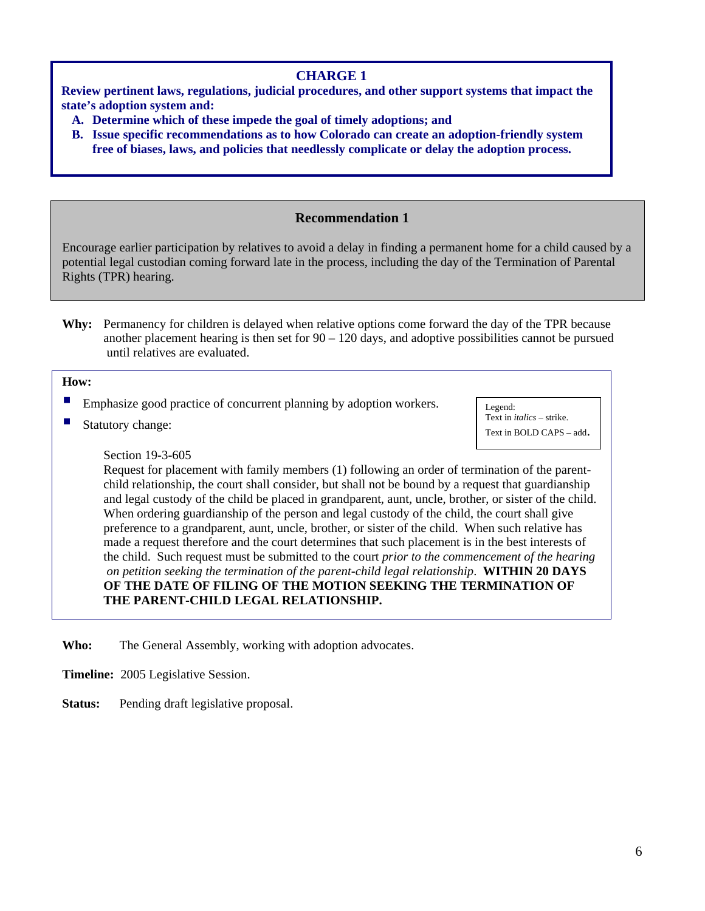## CHARGE 1

**Review pertinent laws, regulations, judicial procedures, and other support systems that impact the state's adoption system and:**

- **A. Determine which of these impede the goal of timely adoptions; and**
- **B. Issue specific recommendations as to how Colorado can create an adoption-friendly system free of biases, laws, and policies that needlessly complicate or delay the adoption process.**

### Recommendation 1

Encourage earlier participation by relatives to avoid a delay in finding a permanent home for a child caused by a potential legal custodian coming forward late in the process, including the day of the Termination of Parental Rights (TPR) hearing.

**Why:** Permanency for children is delayed when relative options come forward the day of the TPR because another placement hearing is then set for 90 – 120 days, and adoptive possibilities cannot be pursued until relatives are evaluated.

**How:**

- Emphasize good practice of concurrent planning by adoption workers.
- Statutory change:

> Legend:
> Text in *italics* – strike.
> Text in BOLD CAPS – add.

Section 19-3-605

Request for placement with family members (1) following an order of termination of the parent-child relationship, the court shall consider, but shall not be bound by a request that guardianship and legal custody of the child be placed in grandparent, aunt, uncle, brother, or sister of the child. When ordering guardianship of the person and legal custody of the child, the court shall give preference to a grandparent, aunt, uncle, brother, or sister of the child. When such relative has made a request therefore and the court determines that such placement is in the best interests of the child. Such request must be submitted to the court *prior to the commencement of the hearing on petition seeking the termination of the parent-child legal relationship*. **WITHIN 20 DAYS OF THE DATE OF FILING OF THE MOTION SEEKING THE TERMINATION OF THE PARENT-CHILD LEGAL RELATIONSHIP.**

**Who:** The General Assembly, working with adoption advocates.

**Timeline:** 2005 Legislative Session.

**Status:** Pending draft legislative proposal.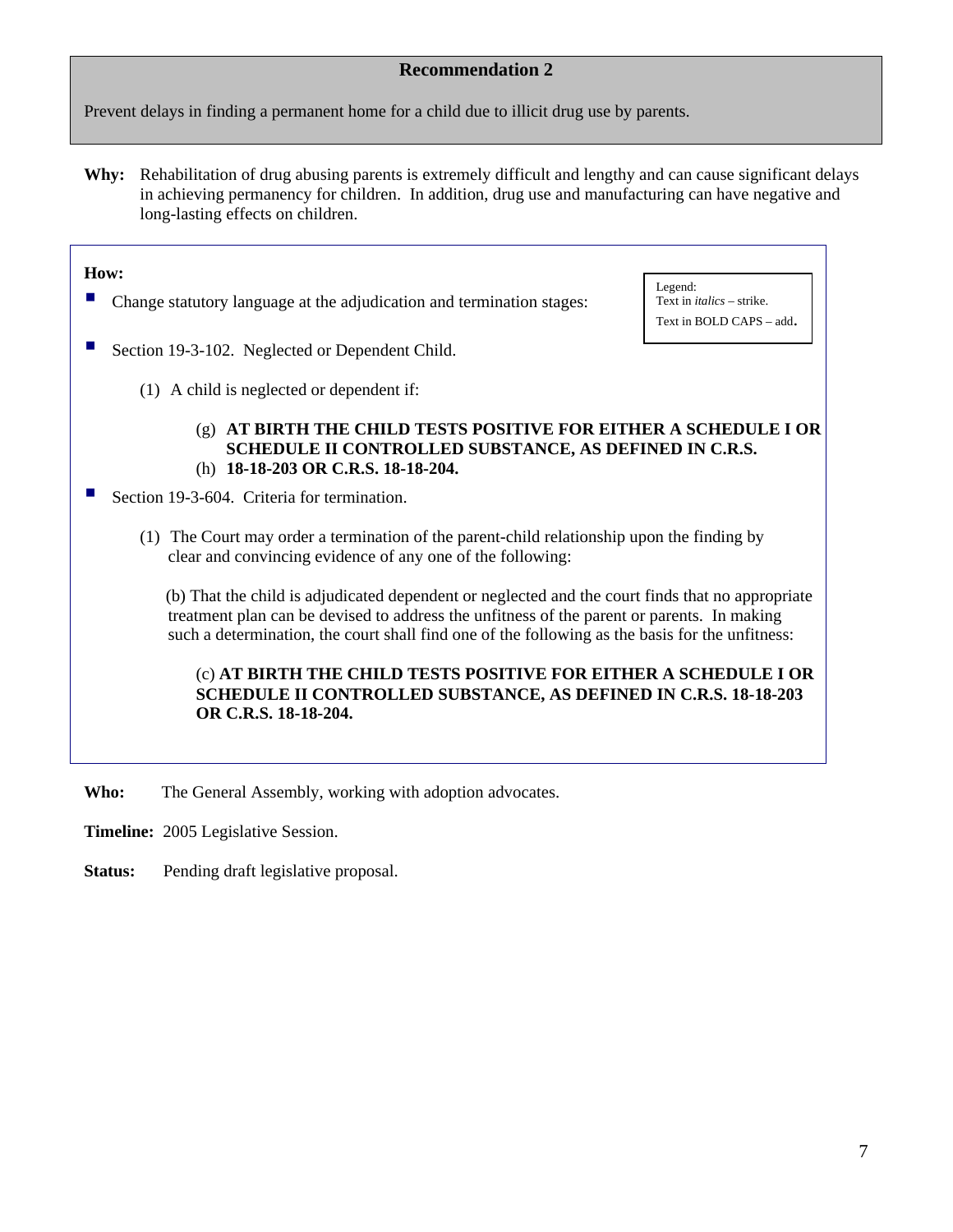## Recommendation 2

Prevent delays in finding a permanent home for a child due to illicit drug use by parents.

**Why:** Rehabilitation of drug abusing parents is extremely difficult and lengthy and can cause significant delays in achieving permanency for children. In addition, drug use and manufacturing can have negative and long-lasting effects on children.

**How:**

Legend:
Text in *italics* – strike.
Text in BOLD CAPS – add.

- Change statutory language at the adjudication and termination stages:
- Section 19-3-102. Neglected or Dependent Child.

  (1) A child is neglected or dependent if:

  (g) **AT BIRTH THE CHILD TESTS POSITIVE FOR EITHER A SCHEDULE I OR SCHEDULE II CONTROLLED SUBSTANCE, AS DEFINED IN C.R.S.**
  (h) **18-18-203 OR C.R.S. 18-18-204.**

- Section 19-3-604. Criteria for termination.

  (1) The Court may order a termination of the parent-child relationship upon the finding by clear and convincing evidence of any one of the following:

  (b) That the child is adjudicated dependent or neglected and the court finds that no appropriate treatment plan can be devised to address the unfitness of the parent or parents. In making such a determination, the court shall find one of the following as the basis for the unfitness:

  (c) **AT BIRTH THE CHILD TESTS POSITIVE FOR EITHER A SCHEDULE I OR SCHEDULE II CONTROLLED SUBSTANCE, AS DEFINED IN C.R.S. 18-18-203 OR C.R.S. 18-18-204.**

**Who:** The General Assembly, working with adoption advocates.

**Timeline:** 2005 Legislative Session.

**Status:** Pending draft legislative proposal.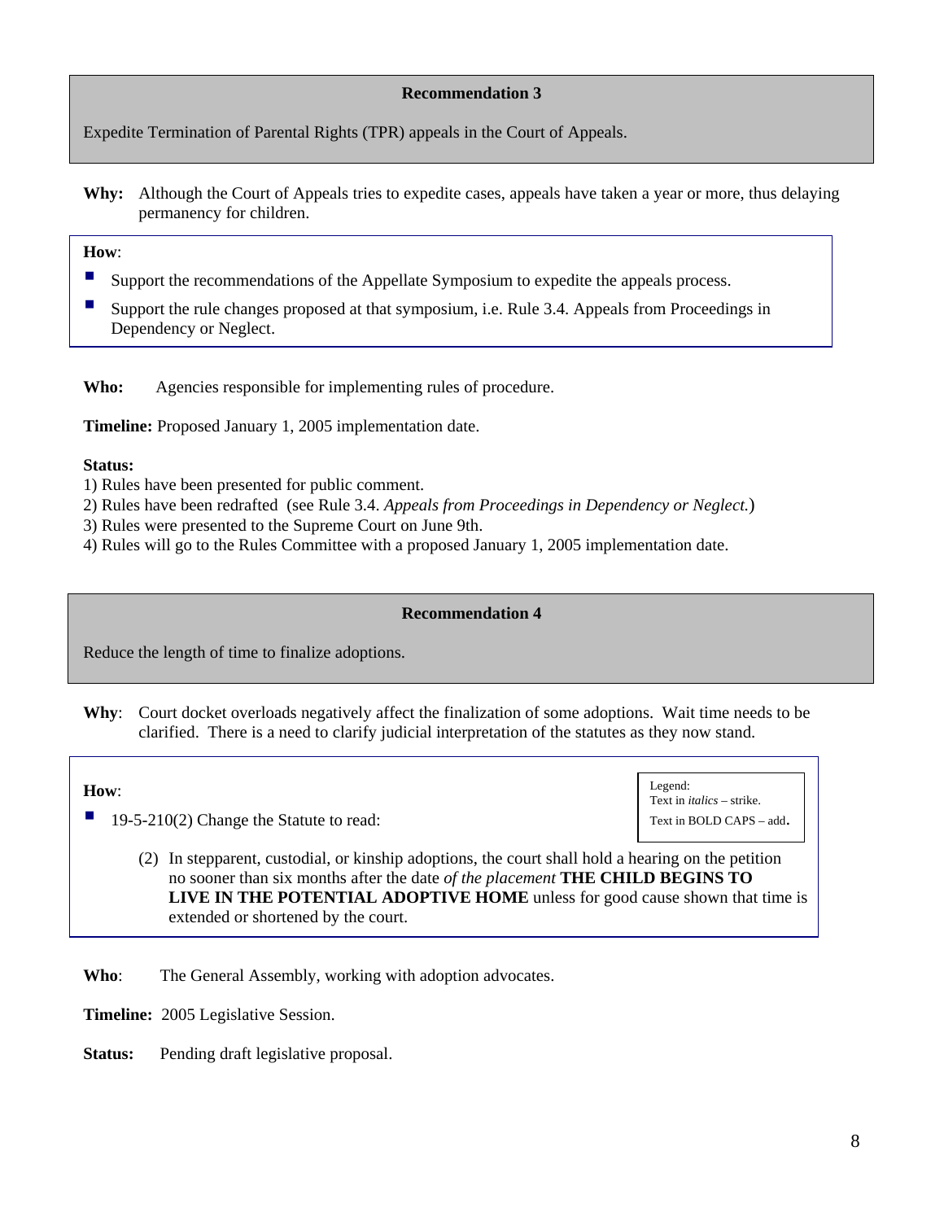### Recommendation 3

Expedite Termination of Parental Rights (TPR) appeals in the Court of Appeals.

**Why:** Although the Court of Appeals tries to expedite cases, appeals have taken a year or more, thus delaying permanency for children.

**How**:

- Support the recommendations of the Appellate Symposium to expedite the appeals process.
- Support the rule changes proposed at that symposium, i.e. Rule 3.4. Appeals from Proceedings in Dependency or Neglect.

**Who:** Agencies responsible for implementing rules of procedure.

**Timeline:** Proposed January 1, 2005 implementation date.

**Status:**
1) Rules have been presented for public comment.
2) Rules have been redrafted (see Rule 3.4. *Appeals from Proceedings in Dependency or Neglect.*)
3) Rules were presented to the Supreme Court on June 9th.
4) Rules will go to the Rules Committee with a proposed January 1, 2005 implementation date.

### Recommendation 4

Reduce the length of time to finalize adoptions.

**Why**: Court docket overloads negatively affect the finalization of some adoptions. Wait time needs to be clarified. There is a need to clarify judicial interpretation of the statutes as they now stand.

**How**:

Legend:
Text in *italics* – strike.
Text in BOLD CAPS – add.

- 19-5-210(2) Change the Statute to read:

  (2) In stepparent, custodial, or kinship adoptions, the court shall hold a hearing on the petition no sooner than six months after the date *of the placement* **THE CHILD BEGINS TO LIVE IN THE POTENTIAL ADOPTIVE HOME** unless for good cause shown that time is extended or shortened by the court.

**Who**: The General Assembly, working with adoption advocates.

**Timeline:** 2005 Legislative Session.

**Status:** Pending draft legislative proposal.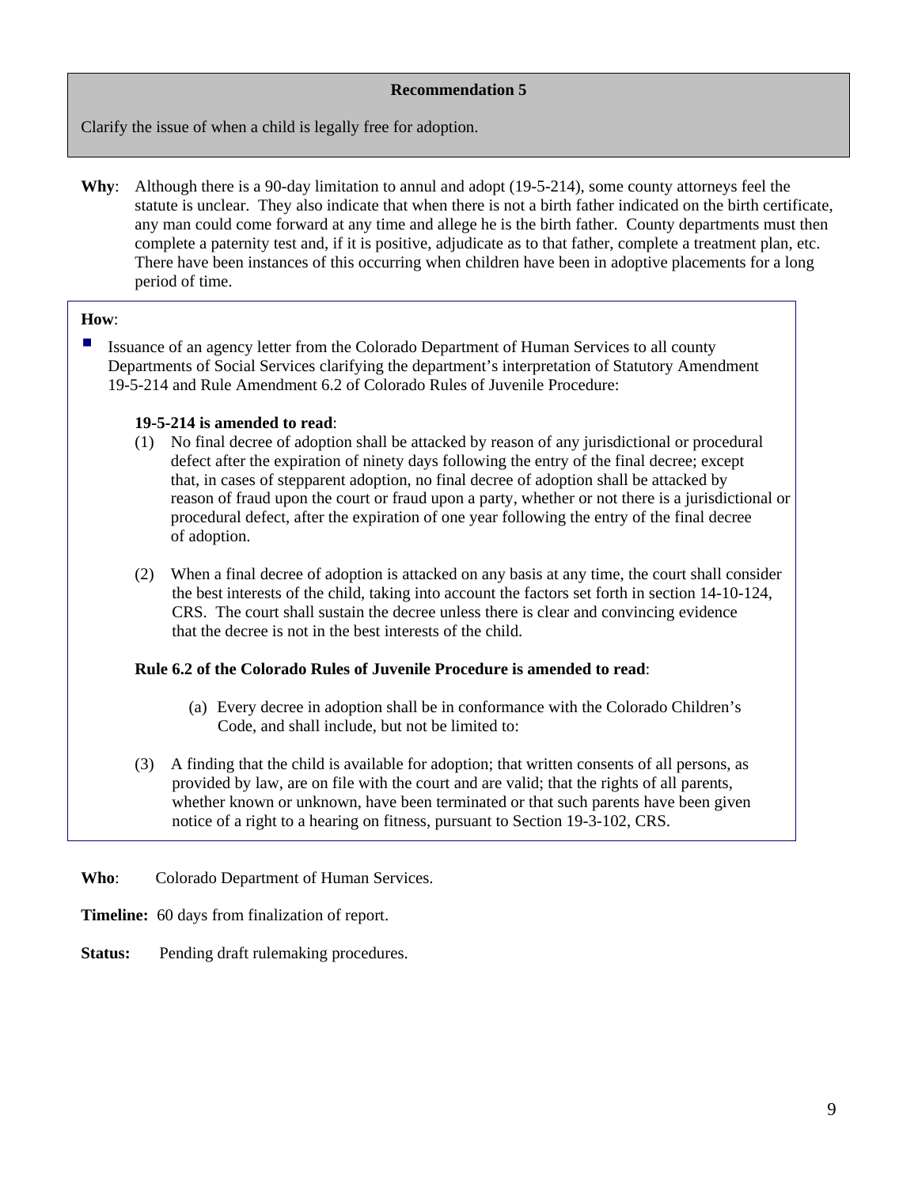**Recommendation 5**

Clarify the issue of when a child is legally free for adoption.

**Why**: Although there is a 90-day limitation to annul and adopt (19-5-214), some county attorneys feel the statute is unclear. They also indicate that when there is not a birth father indicated on the birth certificate, any man could come forward at any time and allege he is the birth father. County departments must then complete a paternity test and, if it is positive, adjudicate as to that father, complete a treatment plan, etc. There have been instances of this occurring when children have been in adoptive placements for a long period of time.

**How**:

- Issuance of an agency letter from the Colorado Department of Human Services to all county Departments of Social Services clarifying the department's interpretation of Statutory Amendment 19-5-214 and Rule Amendment 6.2 of Colorado Rules of Juvenile Procedure:

  **19-5-214 is amended to read**:

  (1) No final decree of adoption shall be attacked by reason of any jurisdictional or procedural defect after the expiration of ninety days following the entry of the final decree; except that, in cases of stepparent adoption, no final decree of adoption shall be attacked by reason of fraud upon the court or fraud upon a party, whether or not there is a jurisdictional or procedural defect, after the expiration of one year following the entry of the final decree of adoption.

  (2) When a final decree of adoption is attacked on any basis at any time, the court shall consider the best interests of the child, taking into account the factors set forth in section 14-10-124, CRS. The court shall sustain the decree unless there is clear and convincing evidence that the decree is not in the best interests of the child.

  **Rule 6.2 of the Colorado Rules of Juvenile Procedure is amended to read**:

  (a) Every decree in adoption shall be in conformance with the Colorado Children's Code, and shall include, but not be limited to:

  (3) A finding that the child is available for adoption; that written consents of all persons, as provided by law, are on file with the court and are valid; that the rights of all parents, whether known or unknown, have been terminated or that such parents have been given notice of a right to a hearing on fitness, pursuant to Section 19-3-102, CRS.

**Who**: Colorado Department of Human Services.

**Timeline:** 60 days from finalization of report.

**Status:** Pending draft rulemaking procedures.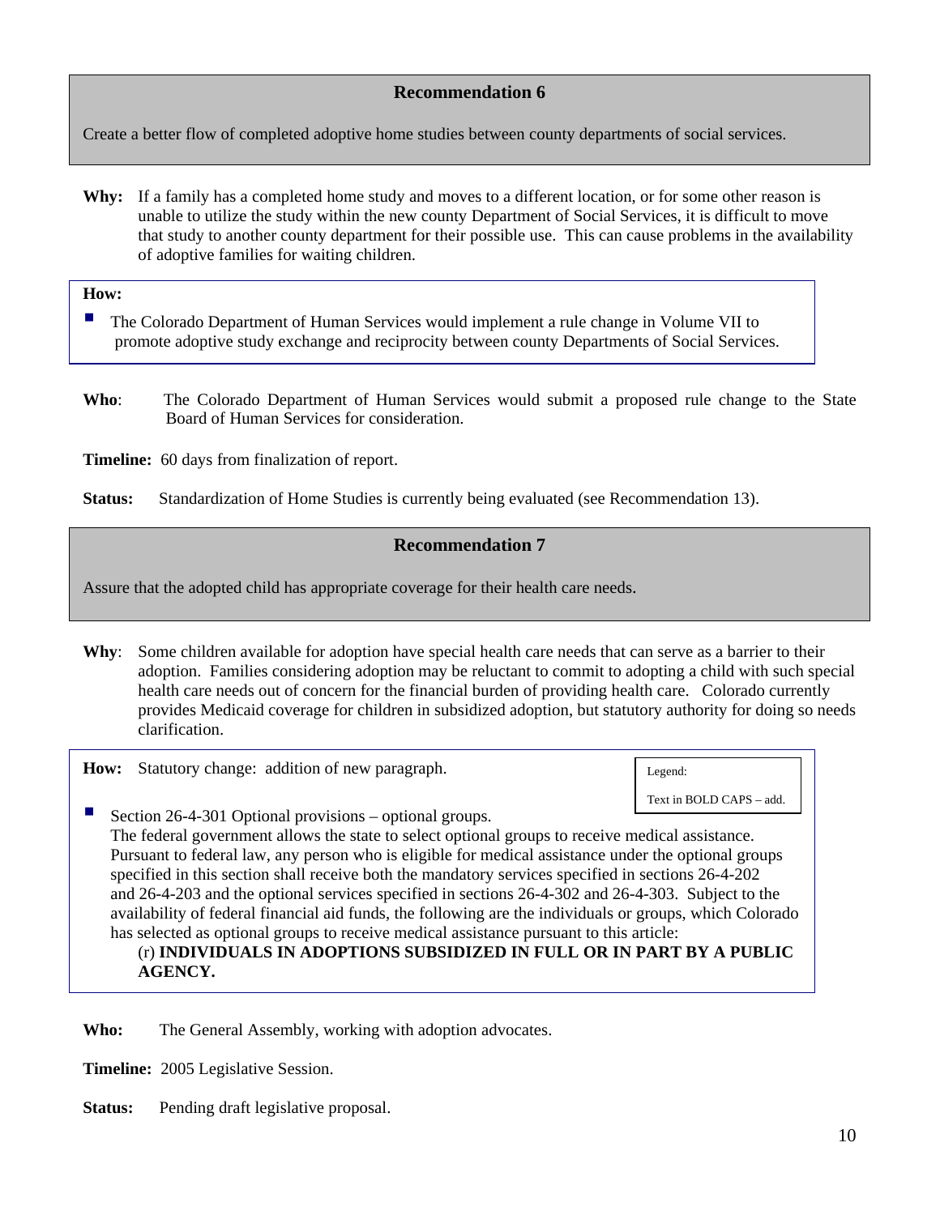## Recommendation 6

Create a better flow of completed adoptive home studies between county departments of social services.

**Why:** If a family has a completed home study and moves to a different location, or for some other reason is unable to utilize the study within the new county Department of Social Services, it is difficult to move that study to another county department for their possible use. This can cause problems in the availability of adoptive families for waiting children.

**How:**

- The Colorado Department of Human Services would implement a rule change in Volume VII to promote adoptive study exchange and reciprocity between county Departments of Social Services.

**Who**: The Colorado Department of Human Services would submit a proposed rule change to the State Board of Human Services for consideration.

**Timeline:** 60 days from finalization of report.

**Status:** Standardization of Home Studies is currently being evaluated (see Recommendation 13).

## Recommendation 7

Assure that the adopted child has appropriate coverage for their health care needs.

**Why**: Some children available for adoption have special health care needs that can serve as a barrier to their adoption. Families considering adoption may be reluctant to commit to adopting a child with such special health care needs out of concern for the financial burden of providing health care. Colorado currently provides Medicaid coverage for children in subsidized adoption, but statutory authority for doing so needs clarification.

**How:** Statutory change: addition of new paragraph.

Legend:

Text in BOLD CAPS – add.

- Section 26-4-301 Optional provisions – optional groups.
  The federal government allows the state to select optional groups to receive medical assistance. Pursuant to federal law, any person who is eligible for medical assistance under the optional groups specified in this section shall receive both the mandatory services specified in sections 26-4-202 and 26-4-203 and the optional services specified in sections 26-4-302 and 26-4-303. Subject to the availability of federal financial aid funds, the following are the individuals or groups, which Colorado has selected as optional groups to receive medical assistance pursuant to this article:
  (r) **INDIVIDUALS IN ADOPTIONS SUBSIDIZED IN FULL OR IN PART BY A PUBLIC AGENCY.**

**Who:** The General Assembly, working with adoption advocates.

**Timeline:** 2005 Legislative Session.

**Status:** Pending draft legislative proposal.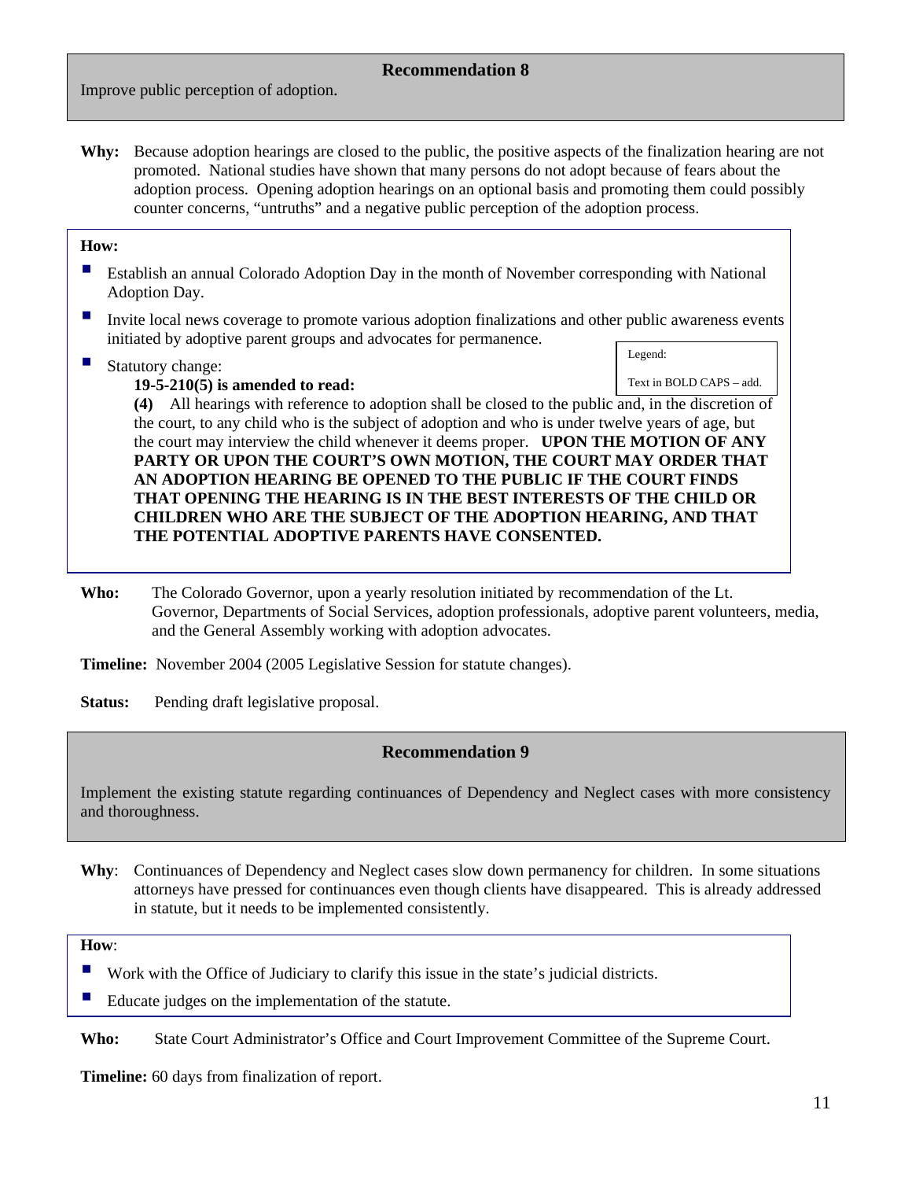## Recommendation 8

Improve public perception of adoption.

**Why:** Because adoption hearings are closed to the public, the positive aspects of the finalization hearing are not promoted. National studies have shown that many persons do not adopt because of fears about the adoption process. Opening adoption hearings on an optional basis and promoting them could possibly counter concerns, "untruths" and a negative public perception of the adoption process.

**How:**

- Establish an annual Colorado Adoption Day in the month of November corresponding with National Adoption Day.
- Invite local news coverage to promote various adoption finalizations and other public awareness events initiated by adoptive parent groups and advocates for permanence.
- Statutory change:

  Legend: Text in BOLD CAPS – add.

  **19-5-210(5) is amended to read:**

  **(4)** All hearings with reference to adoption shall be closed to the public and, in the discretion of the court, to any child who is the subject of adoption and who is under twelve years of age, but the court may interview the child whenever it deems proper. **UPON THE MOTION OF ANY PARTY OR UPON THE COURT'S OWN MOTION, THE COURT MAY ORDER THAT AN ADOPTION HEARING BE OPENED TO THE PUBLIC IF THE COURT FINDS THAT OPENING THE HEARING IS IN THE BEST INTERESTS OF THE CHILD OR CHILDREN WHO ARE THE SUBJECT OF THE ADOPTION HEARING, AND THAT THE POTENTIAL ADOPTIVE PARENTS HAVE CONSENTED.**

**Who:** The Colorado Governor, upon a yearly resolution initiated by recommendation of the Lt. Governor, Departments of Social Services, adoption professionals, adoptive parent volunteers, media, and the General Assembly working with adoption advocates.

**Timeline:** November 2004 (2005 Legislative Session for statute changes).

**Status:** Pending draft legislative proposal.

## Recommendation 9

Implement the existing statute regarding continuances of Dependency and Neglect cases with more consistency and thoroughness.

**Why**: Continuances of Dependency and Neglect cases slow down permanency for children. In some situations attorneys have pressed for continuances even though clients have disappeared. This is already addressed in statute, but it needs to be implemented consistently.

**How**:

- Work with the Office of Judiciary to clarify this issue in the state's judicial districts.
- Educate judges on the implementation of the statute.

**Who:** State Court Administrator's Office and Court Improvement Committee of the Supreme Court.

**Timeline:** 60 days from finalization of report.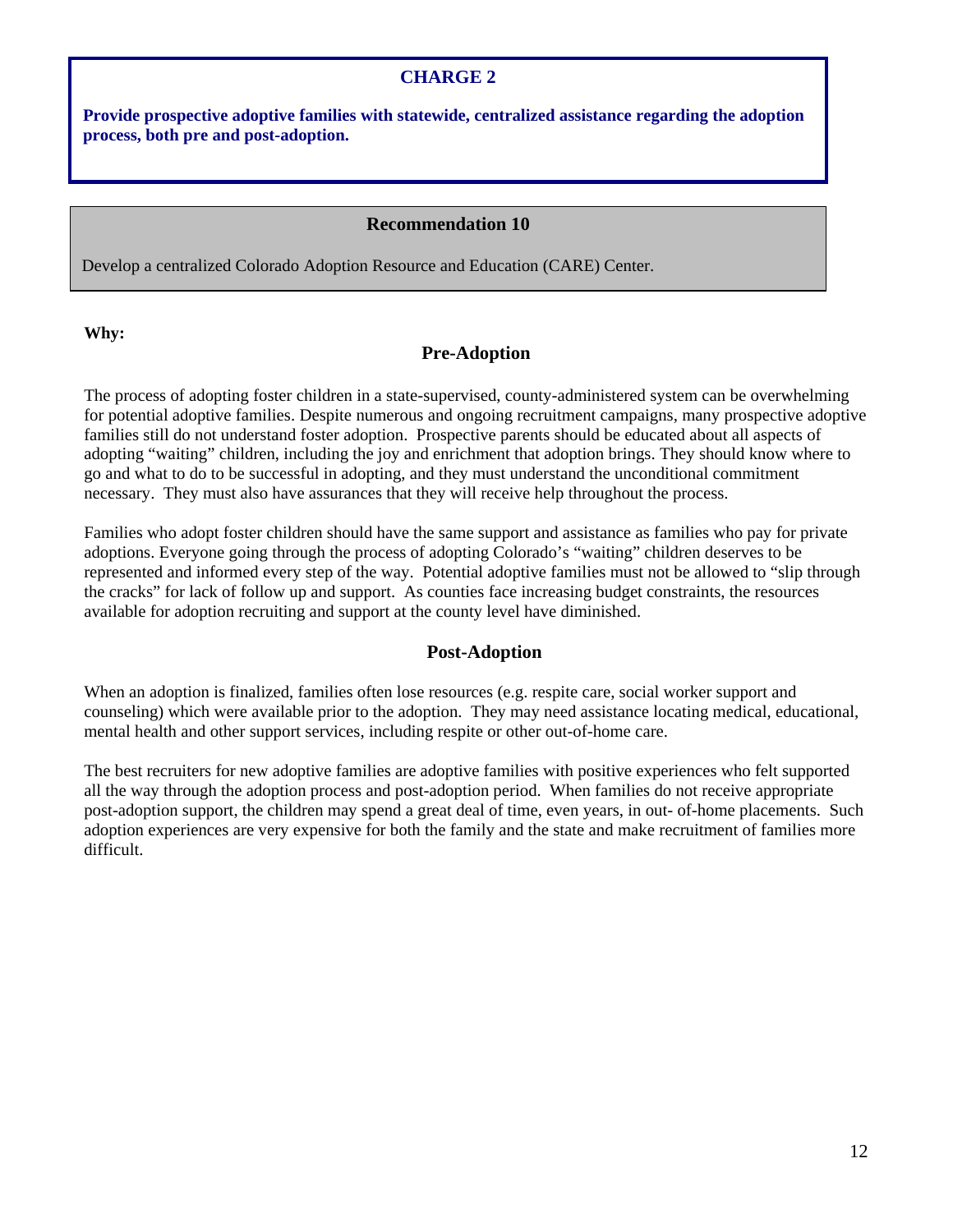## CHARGE 2

**Provide prospective adoptive families with statewide, centralized assistance regarding the adoption process, both pre and post-adoption.**

### Recommendation 10

Develop a centralized Colorado Adoption Resource and Education (CARE) Center.

**Why:**

### Pre-Adoption

The process of adopting foster children in a state-supervised, county-administered system can be overwhelming for potential adoptive families. Despite numerous and ongoing recruitment campaigns, many prospective adoptive families still do not understand foster adoption. Prospective parents should be educated about all aspects of adopting "waiting" children, including the joy and enrichment that adoption brings. They should know where to go and what to do to be successful in adopting, and they must understand the unconditional commitment necessary. They must also have assurances that they will receive help throughout the process.

Families who adopt foster children should have the same support and assistance as families who pay for private adoptions. Everyone going through the process of adopting Colorado's "waiting" children deserves to be represented and informed every step of the way. Potential adoptive families must not be allowed to "slip through the cracks" for lack of follow up and support. As counties face increasing budget constraints, the resources available for adoption recruiting and support at the county level have diminished.

### Post-Adoption

When an adoption is finalized, families often lose resources (e.g. respite care, social worker support and counseling) which were available prior to the adoption. They may need assistance locating medical, educational, mental health and other support services, including respite or other out-of-home care.

The best recruiters for new adoptive families are adoptive families with positive experiences who felt supported all the way through the adoption process and post-adoption period. When families do not receive appropriate post-adoption support, the children may spend a great deal of time, even years, in out- of-home placements. Such adoption experiences are very expensive for both the family and the state and make recruitment of families more difficult.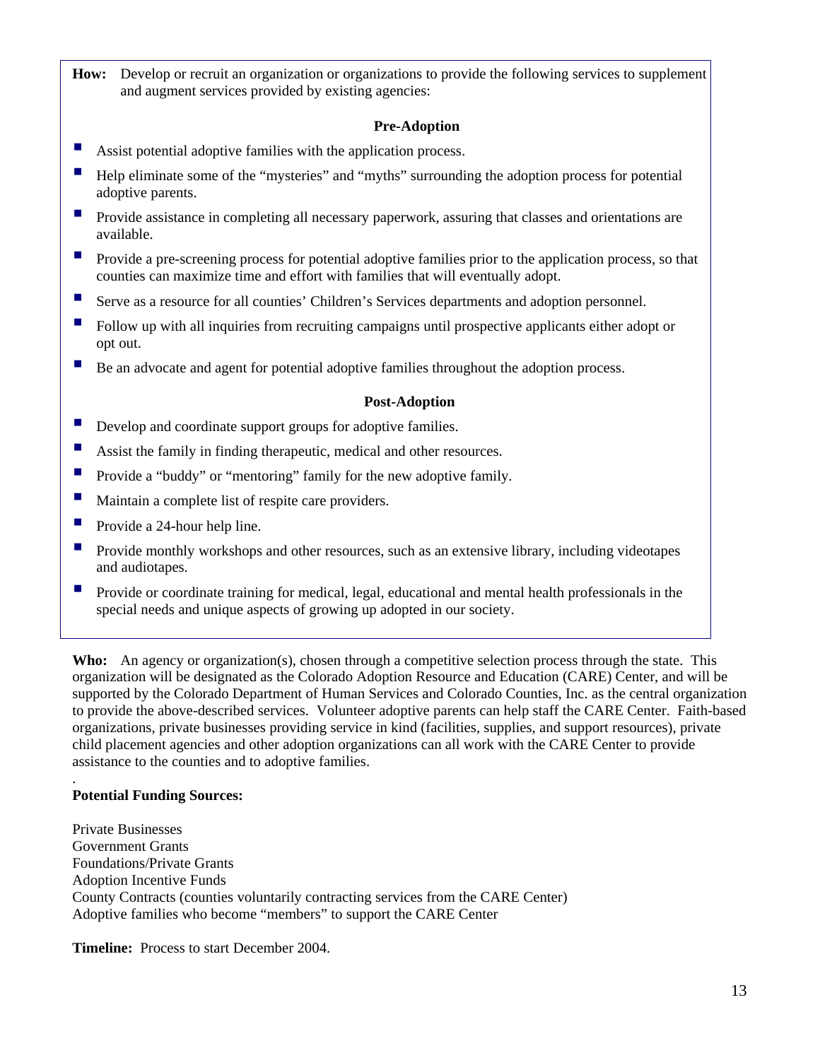**How:** Develop or recruit an organization or organizations to provide the following services to supplement and augment services provided by existing agencies:

**Pre-Adoption**

- Assist potential adoptive families with the application process.
- Help eliminate some of the "mysteries" and "myths" surrounding the adoption process for potential adoptive parents.
- Provide assistance in completing all necessary paperwork, assuring that classes and orientations are available.
- Provide a pre-screening process for potential adoptive families prior to the application process, so that counties can maximize time and effort with families that will eventually adopt.
- Serve as a resource for all counties' Children's Services departments and adoption personnel.
- Follow up with all inquiries from recruiting campaigns until prospective applicants either adopt or opt out.
- Be an advocate and agent for potential adoptive families throughout the adoption process.

**Post-Adoption**

- Develop and coordinate support groups for adoptive families.
- Assist the family in finding therapeutic, medical and other resources.
- Provide a "buddy" or "mentoring" family for the new adoptive family.
- Maintain a complete list of respite care providers.
- Provide a 24-hour help line.
- Provide monthly workshops and other resources, such as an extensive library, including videotapes and audiotapes.
- Provide or coordinate training for medical, legal, educational and mental health professionals in the special needs and unique aspects of growing up adopted in our society.

**Who:** An agency or organization(s), chosen through a competitive selection process through the state. This organization will be designated as the Colorado Adoption Resource and Education (CARE) Center, and will be supported by the Colorado Department of Human Services and Colorado Counties, Inc. as the central organization to provide the above-described services. Volunteer adoptive parents can help staff the CARE Center. Faith-based organizations, private businesses providing service in kind (facilities, supplies, and support resources), private child placement agencies and other adoption organizations can all work with the CARE Center to provide assistance to the counties and to adoptive families.

.

**Potential Funding Sources:**

Private Businesses
Government Grants
Foundations/Private Grants
Adoption Incentive Funds
County Contracts (counties voluntarily contracting services from the CARE Center)
Adoptive families who become "members" to support the CARE Center

**Timeline:** Process to start December 2004.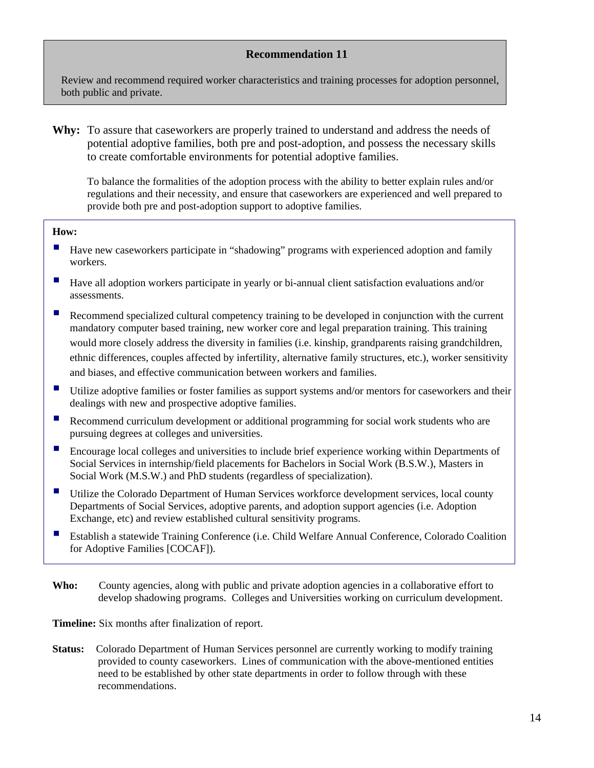## Recommendation 11

Review and recommend required worker characteristics and training processes for adoption personnel, both public and private.

**Why:** To assure that caseworkers are properly trained to understand and address the needs of potential adoptive families, both pre and post-adoption, and possess the necessary skills to create comfortable environments for potential adoptive families.

To balance the formalities of the adoption process with the ability to better explain rules and/or regulations and their necessity, and ensure that caseworkers are experienced and well prepared to provide both pre and post-adoption support to adoptive families.

**How:**

- Have new caseworkers participate in "shadowing" programs with experienced adoption and family workers.
- Have all adoption workers participate in yearly or bi-annual client satisfaction evaluations and/or assessments.
- Recommend specialized cultural competency training to be developed in conjunction with the current mandatory computer based training, new worker core and legal preparation training. This training would more closely address the diversity in families (i.e. kinship, grandparents raising grandchildren, ethnic differences, couples affected by infertility, alternative family structures, etc.), worker sensitivity and biases, and effective communication between workers and families.
- Utilize adoptive families or foster families as support systems and/or mentors for caseworkers and their dealings with new and prospective adoptive families.
- Recommend curriculum development or additional programming for social work students who are pursuing degrees at colleges and universities.
- Encourage local colleges and universities to include brief experience working within Departments of Social Services in internship/field placements for Bachelors in Social Work (B.S.W.), Masters in Social Work (M.S.W.) and PhD students (regardless of specialization).
- Utilize the Colorado Department of Human Services workforce development services, local county Departments of Social Services, adoptive parents, and adoption support agencies (i.e. Adoption Exchange, etc) and review established cultural sensitivity programs.
- Establish a statewide Training Conference (i.e. Child Welfare Annual Conference, Colorado Coalition for Adoptive Families [COCAF]).

**Who:** County agencies, along with public and private adoption agencies in a collaborative effort to develop shadowing programs. Colleges and Universities working on curriculum development.

**Timeline:** Six months after finalization of report.

**Status:** Colorado Department of Human Services personnel are currently working to modify training provided to county caseworkers. Lines of communication with the above-mentioned entities need to be established by other state departments in order to follow through with these recommendations.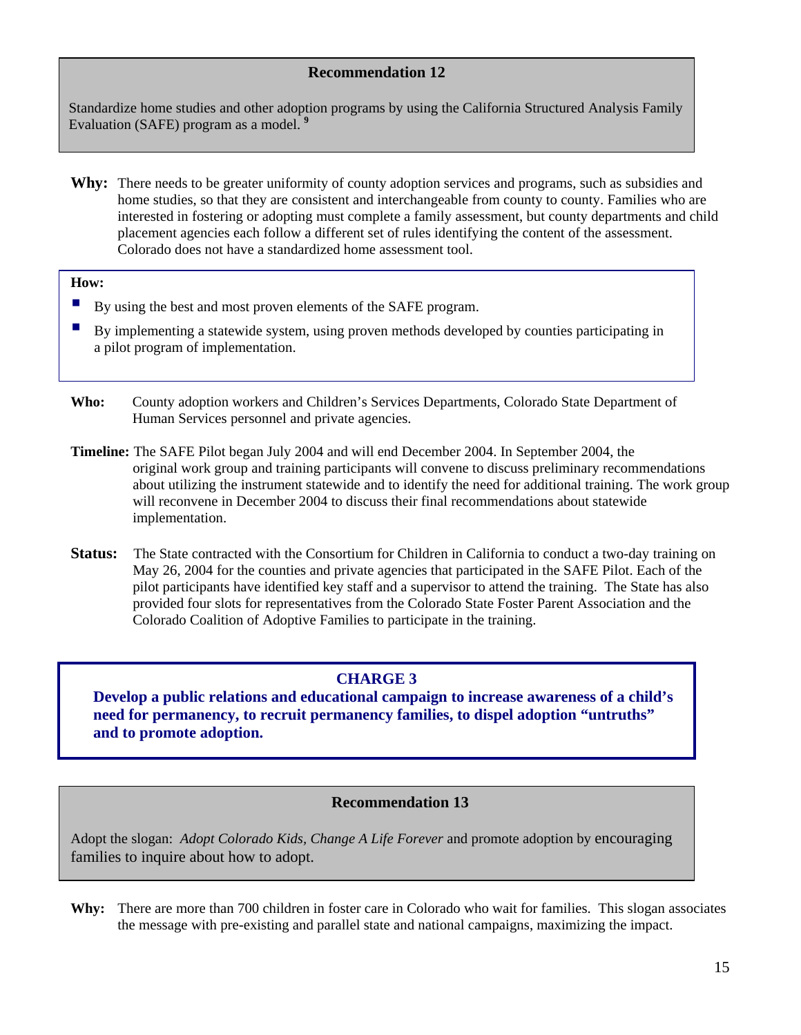### Recommendation 12

Standardize home studies and other adoption programs by using the California Structured Analysis Family Evaluation (SAFE) program as a model. [9]

**Why:** There needs to be greater uniformity of county adoption services and programs, such as subsidies and home studies, so that they are consistent and interchangeable from county to county. Families who are interested in fostering or adopting must complete a family assessment, but county departments and child placement agencies each follow a different set of rules identifying the content of the assessment. Colorado does not have a standardized home assessment tool.

**How:**

- By using the best and most proven elements of the SAFE program.
- By implementing a statewide system, using proven methods developed by counties participating in a pilot program of implementation.

**Who:** County adoption workers and Children's Services Departments, Colorado State Department of Human Services personnel and private agencies.

**Timeline:** The SAFE Pilot began July 2004 and will end December 2004. In September 2004, the original work group and training participants will convene to discuss preliminary recommendations about utilizing the instrument statewide and to identify the need for additional training. The work group will reconvene in December 2004 to discuss their final recommendations about statewide implementation.

**Status:** The State contracted with the Consortium for Children in California to conduct a two-day training on May 26, 2004 for the counties and private agencies that participated in the SAFE Pilot. Each of the pilot participants have identified key staff and a supervisor to attend the training. The State has also provided four slots for representatives from the Colorado State Foster Parent Association and the Colorado Coalition of Adoptive Families to participate in the training.

## CHARGE 3

**Develop a public relations and educational campaign to increase awareness of a child's need for permanency, to recruit permanency families, to dispel adoption "untruths" and to promote adoption.**

### Recommendation 13

Adopt the slogan: *Adopt Colorado Kids, Change A Life Forever* and promote adoption by encouraging families to inquire about how to adopt.

**Why:** There are more than 700 children in foster care in Colorado who wait for families. This slogan associates the message with pre-existing and parallel state and national campaigns, maximizing the impact.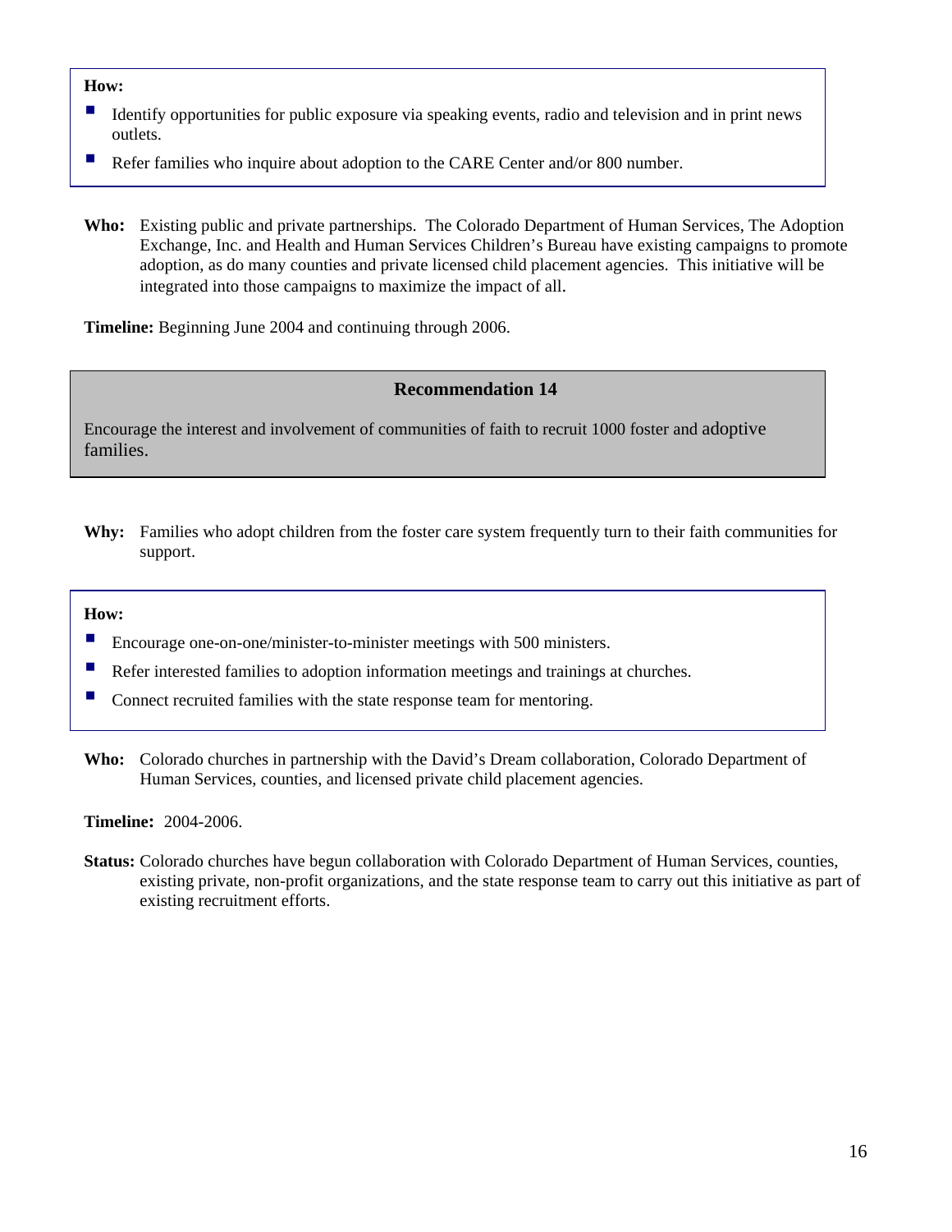**How:**

- Identify opportunities for public exposure via speaking events, radio and television and in print news outlets.
- Refer families who inquire about adoption to the CARE Center and/or 800 number.

**Who:** Existing public and private partnerships. The Colorado Department of Human Services, The Adoption Exchange, Inc. and Health and Human Services Children's Bureau have existing campaigns to promote adoption, as do many counties and private licensed child placement agencies. This initiative will be integrated into those campaigns to maximize the impact of all.

**Timeline:** Beginning June 2004 and continuing through 2006.

### Recommendation 14

Encourage the interest and involvement of communities of faith to recruit 1000 foster and adoptive families.

**Why:** Families who adopt children from the foster care system frequently turn to their faith communities for support.

**How:**

- Encourage one-on-one/minister-to-minister meetings with 500 ministers.
- Refer interested families to adoption information meetings and trainings at churches.
- Connect recruited families with the state response team for mentoring.

**Who:** Colorado churches in partnership with the David's Dream collaboration, Colorado Department of Human Services, counties, and licensed private child placement agencies.

**Timeline:** 2004-2006.

**Status:** Colorado churches have begun collaboration with Colorado Department of Human Services, counties, existing private, non-profit organizations, and the state response team to carry out this initiative as part of existing recruitment efforts.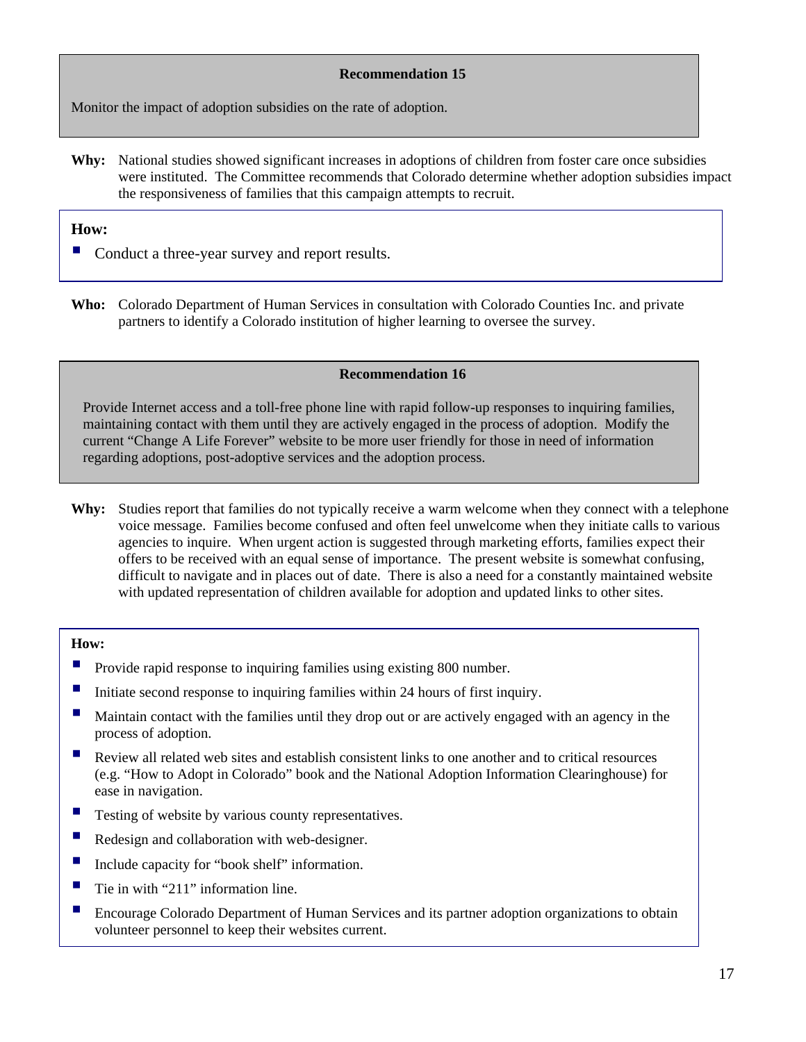### Recommendation 15

Monitor the impact of adoption subsidies on the rate of adoption.

**Why:** National studies showed significant increases in adoptions of children from foster care once subsidies were instituted. The Committee recommends that Colorado determine whether adoption subsidies impact the responsiveness of families that this campaign attempts to recruit.

**How:**

- Conduct a three-year survey and report results.

**Who:** Colorado Department of Human Services in consultation with Colorado Counties Inc. and private partners to identify a Colorado institution of higher learning to oversee the survey.

### Recommendation 16

Provide Internet access and a toll-free phone line with rapid follow-up responses to inquiring families, maintaining contact with them until they are actively engaged in the process of adoption. Modify the current "Change A Life Forever" website to be more user friendly for those in need of information regarding adoptions, post-adoptive services and the adoption process.

**Why:** Studies report that families do not typically receive a warm welcome when they connect with a telephone voice message. Families become confused and often feel unwelcome when they initiate calls to various agencies to inquire. When urgent action is suggested through marketing efforts, families expect their offers to be received with an equal sense of importance. The present website is somewhat confusing, difficult to navigate and in places out of date. There is also a need for a constantly maintained website with updated representation of children available for adoption and updated links to other sites.

**How:**

- Provide rapid response to inquiring families using existing 800 number.
- Initiate second response to inquiring families within 24 hours of first inquiry.
- Maintain contact with the families until they drop out or are actively engaged with an agency in the process of adoption.
- Review all related web sites and establish consistent links to one another and to critical resources (e.g. "How to Adopt in Colorado" book and the National Adoption Information Clearinghouse) for ease in navigation.
- Testing of website by various county representatives.
- Redesign and collaboration with web-designer.
- Include capacity for "book shelf" information.
- Tie in with "211" information line.
- Encourage Colorado Department of Human Services and its partner adoption organizations to obtain volunteer personnel to keep their websites current.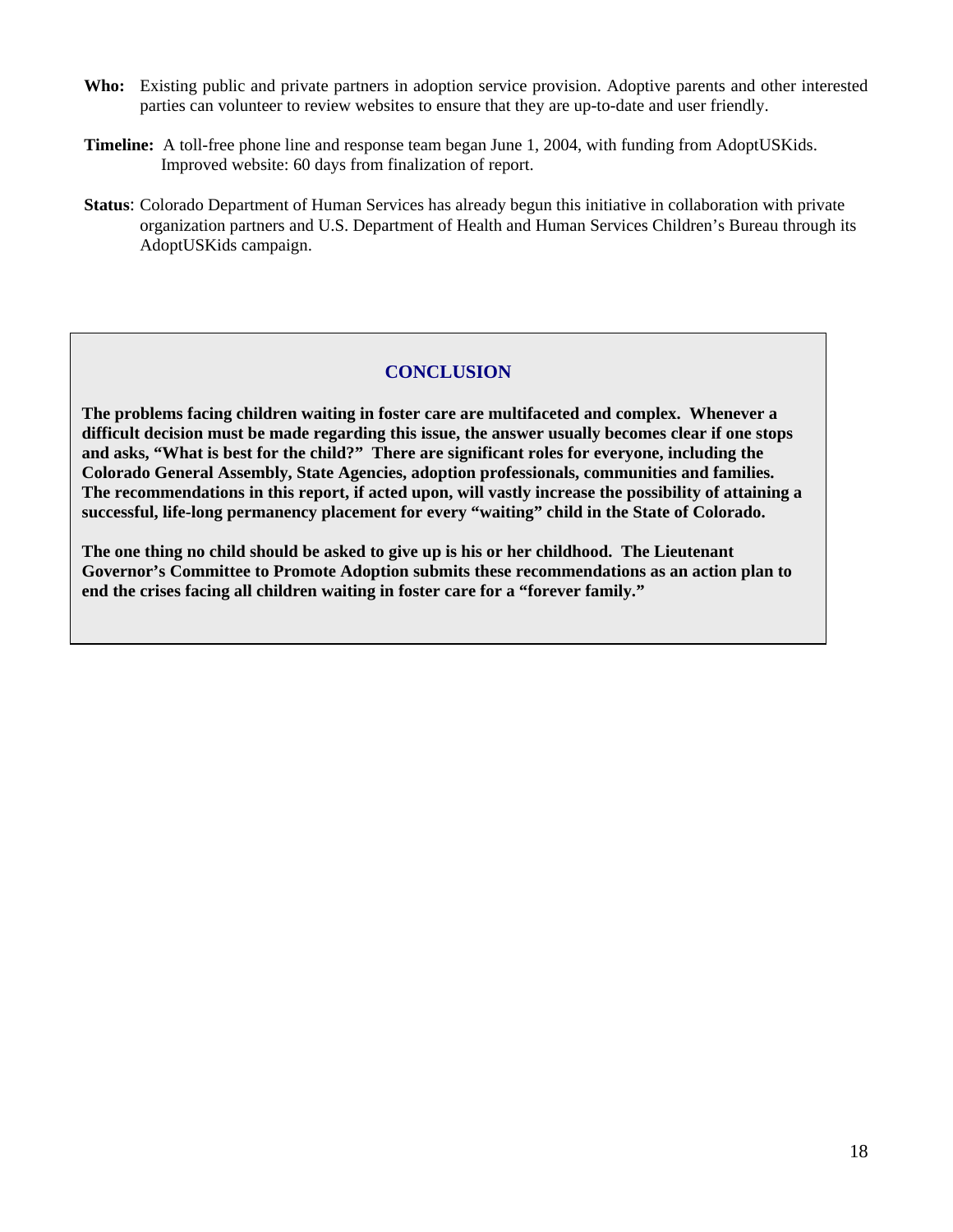**Who:** Existing public and private partners in adoption service provision. Adoptive parents and other interested parties can volunteer to review websites to ensure that they are up-to-date and user friendly.

**Timeline:** A toll-free phone line and response team began June 1, 2004, with funding from AdoptUSKids. Improved website: 60 days from finalization of report.

**Status**: Colorado Department of Human Services has already begun this initiative in collaboration with private organization partners and U.S. Department of Health and Human Services Children's Bureau through its AdoptUSKids campaign.

## CONCLUSION

**The problems facing children waiting in foster care are multifaceted and complex. Whenever a difficult decision must be made regarding this issue, the answer usually becomes clear if one stops and asks, "What is best for the child?" There are significant roles for everyone, including the Colorado General Assembly, State Agencies, adoption professionals, communities and families. The recommendations in this report, if acted upon, will vastly increase the possibility of attaining a successful, life-long permanency placement for every "waiting" child in the State of Colorado.**

**The one thing no child should be asked to give up is his or her childhood. The Lieutenant Governor's Committee to Promote Adoption submits these recommendations as an action plan to end the crises facing all children waiting in foster care for a "forever family."**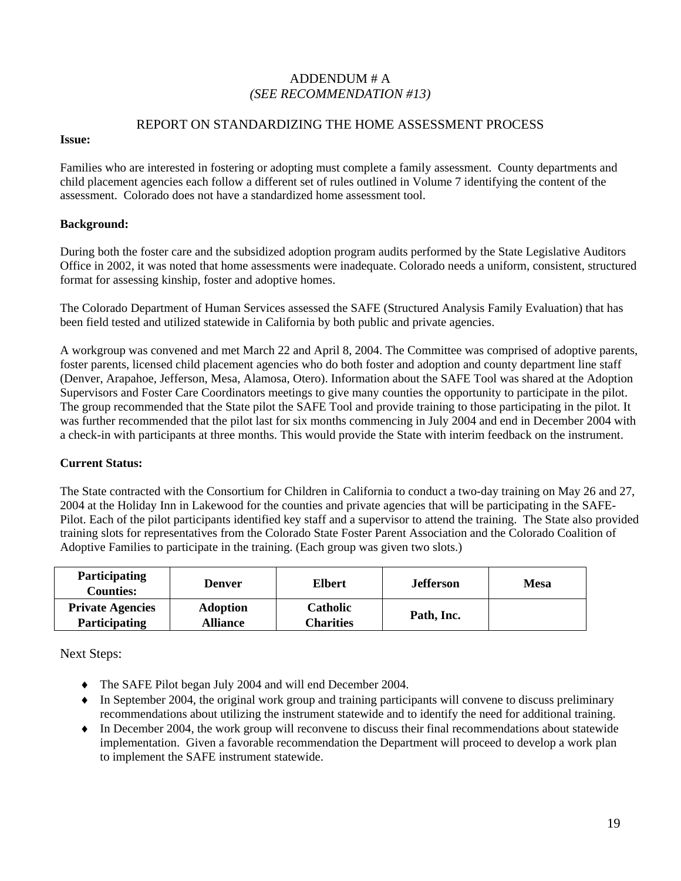# ADDENDUM # A
*(SEE RECOMMENDATION #13)*

## REPORT ON STANDARDIZING THE HOME ASSESSMENT PROCESS

**Issue:**

Families who are interested in fostering or adopting must complete a family assessment. County departments and child placement agencies each follow a different set of rules outlined in Volume 7 identifying the content of the assessment. Colorado does not have a standardized home assessment tool.

**Background:**

During both the foster care and the subsidized adoption program audits performed by the State Legislative Auditors Office in 2002, it was noted that home assessments were inadequate. Colorado needs a uniform, consistent, structured format for assessing kinship, foster and adoptive homes.

The Colorado Department of Human Services assessed the SAFE (Structured Analysis Family Evaluation) that has been field tested and utilized statewide in California by both public and private agencies.

A workgroup was convened and met March 22 and April 8, 2004. The Committee was comprised of adoptive parents, foster parents, licensed child placement agencies who do both foster and adoption and county department line staff (Denver, Arapahoe, Jefferson, Mesa, Alamosa, Otero). Information about the SAFE Tool was shared at the Adoption Supervisors and Foster Care Coordinators meetings to give many counties the opportunity to participate in the pilot. The group recommended that the State pilot the SAFE Tool and provide training to those participating in the pilot. It was further recommended that the pilot last for six months commencing in July 2004 and end in December 2004 with a check-in with participants at three months. This would provide the State with interim feedback on the instrument.

**Current Status:**

The State contracted with the Consortium for Children in California to conduct a two-day training on May 26 and 27, 2004 at the Holiday Inn in Lakewood for the counties and private agencies that will be participating in the SAFE-Pilot. Each of the pilot participants identified key staff and a supervisor to attend the training. The State also provided training slots for representatives from the Colorado State Foster Parent Association and the Colorado Coalition of Adoptive Families to participate in the training. (Each group was given two slots.)

| **Participating Counties:** | **Denver** | **Elbert** | **Jefferson** | **Mesa** |
|---|---|---|---|---|
| **Private Agencies Participating** | **Adoption Alliance** | **Catholic Charities** | **Path, Inc.** | |

Next Steps:

- The SAFE Pilot began July 2004 and will end December 2004.
- In September 2004, the original work group and training participants will convene to discuss preliminary recommendations about utilizing the instrument statewide and to identify the need for additional training.
- In December 2004, the work group will reconvene to discuss their final recommendations about statewide implementation. Given a favorable recommendation the Department will proceed to develop a work plan to implement the SAFE instrument statewide.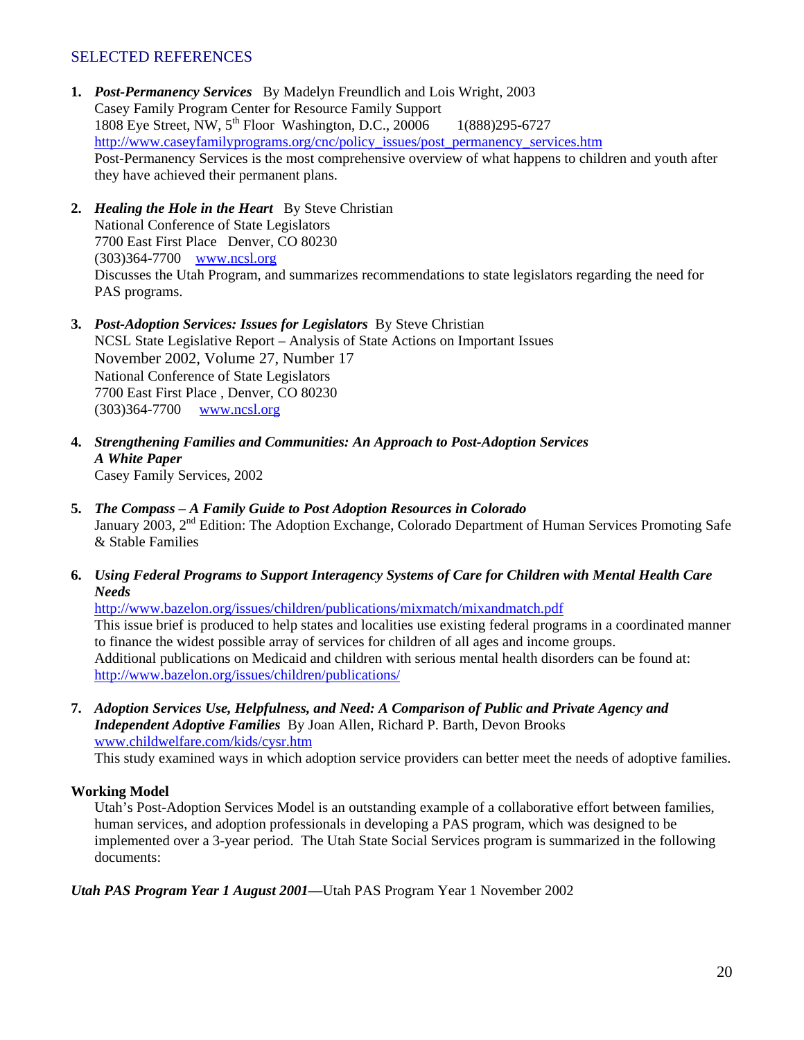## SELECTED REFERENCES

1. ***Post-Permanency Services*** By Madelyn Freundlich and Lois Wright, 2003
   Casey Family Program Center for Resource Family Support
   1808 Eye Street, NW, 5th Floor Washington, D.C., 20006 1(888)295-6727
   http://www.caseyfamilyprograms.org/cnc/policy_issues/post_permanency_services.htm
   Post-Permanency Services is the most comprehensive overview of what happens to children and youth after they have achieved their permanent plans.

2. ***Healing the Hole in the Heart*** By Steve Christian
   National Conference of State Legislators
   7700 East First Place Denver, CO 80230
   (303)364-7700 www.ncsl.org
   Discusses the Utah Program, and summarizes recommendations to state legislators regarding the need for PAS programs.

3. ***Post-Adoption Services: Issues for Legislators*** By Steve Christian
   NCSL State Legislative Report – Analysis of State Actions on Important Issues
   November 2002, Volume 27, Number 17
   National Conference of State Legislators
   7700 East First Place , Denver, CO 80230
   (303)364-7700 www.ncsl.org

4. ***Strengthening Families and Communities: An Approach to Post-Adoption Services A White Paper***
   Casey Family Services, 2002

5. ***The Compass – A Family Guide to Post Adoption Resources in Colorado***
   January 2003, 2nd Edition: The Adoption Exchange, Colorado Department of Human Services Promoting Safe & Stable Families

6. ***Using Federal Programs to Support Interagency Systems of Care for Children with Mental Health Care Needs***
   http://www.bazelon.org/issues/children/publications/mixmatch/mixandmatch.pdf
   This issue brief is produced to help states and localities use existing federal programs in a coordinated manner to finance the widest possible array of services for children of all ages and income groups.
   Additional publications on Medicaid and children with serious mental health disorders can be found at: http://www.bazelon.org/issues/children/publications/

7. ***Adoption Services Use, Helpfulness, and Need: A Comparison of Public and Private Agency and Independent Adoptive Families*** By Joan Allen, Richard P. Barth, Devon Brooks
   www.childwelfare.com/kids/cysr.htm
   This study examined ways in which adoption service providers can better meet the needs of adoptive families.

**Working Model**

Utah's Post-Adoption Services Model is an outstanding example of a collaborative effort between families, human services, and adoption professionals in developing a PAS program, which was designed to be implemented over a 3-year period. The Utah State Social Services program is summarized in the following documents:

***Utah PAS Program Year 1 August 2001—***Utah PAS Program Year 1 November 2002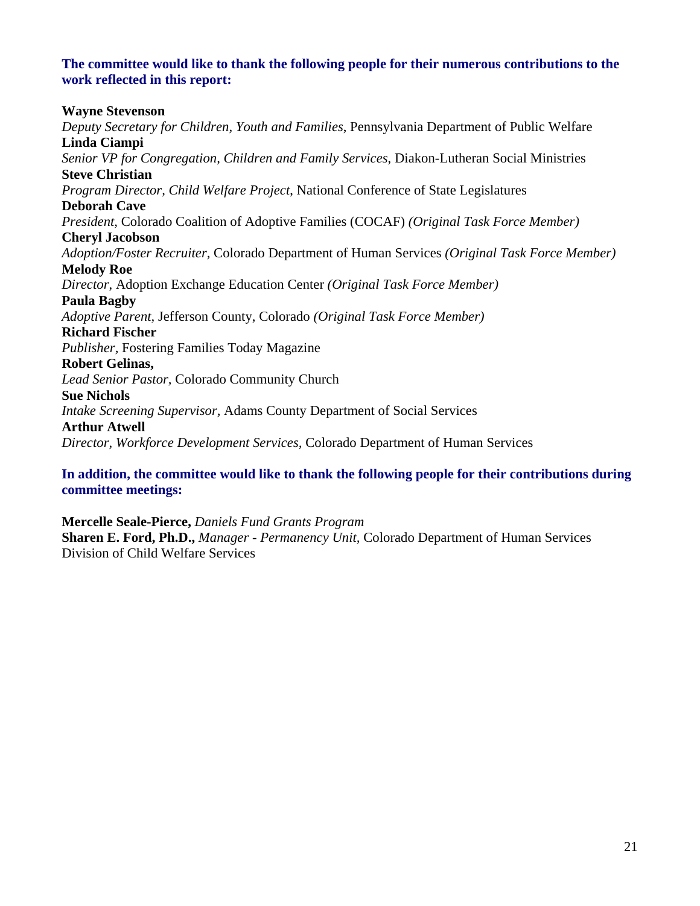**The committee would like to thank the following people for their numerous contributions to the work reflected in this report:**

**Wayne Stevenson**
*Deputy Secretary for Children, Youth and Families*, Pennsylvania Department of Public Welfare
**Linda Ciampi**
*Senior VP for Congregation, Children and Family Services*, Diakon-Lutheran Social Ministries
**Steve Christian**
*Program Director, Child Welfare Project*, National Conference of State Legislatures
**Deborah Cave**
*President*, Colorado Coalition of Adoptive Families (COCAF) *(Original Task Force Member)*
**Cheryl Jacobson**
*Adoption/Foster Recruiter,* Colorado Department of Human Services *(Original Task Force Member)*
**Melody Roe**
*Director,* Adoption Exchange Education Center *(Original Task Force Member)*
**Paula Bagby**
*Adoptive Parent*, Jefferson County, Colorado *(Original Task Force Member)*
**Richard Fischer**
*Publisher,* Fostering Families Today Magazine
**Robert Gelinas,**
*Lead Senior Pastor,* Colorado Community Church
**Sue Nichols**
*Intake Screening Supervisor,* Adams County Department of Social Services
**Arthur Atwell**
*Director, Workforce Development Services*, Colorado Department of Human Services

**In addition, the committee would like to thank the following people for their contributions during committee meetings:**

**Mercelle Seale-Pierce,** *Daniels Fund Grants Program*
**Sharen E. Ford, Ph.D.,** *Manager - Permanency Unit,* Colorado Department of Human Services Division of Child Welfare Services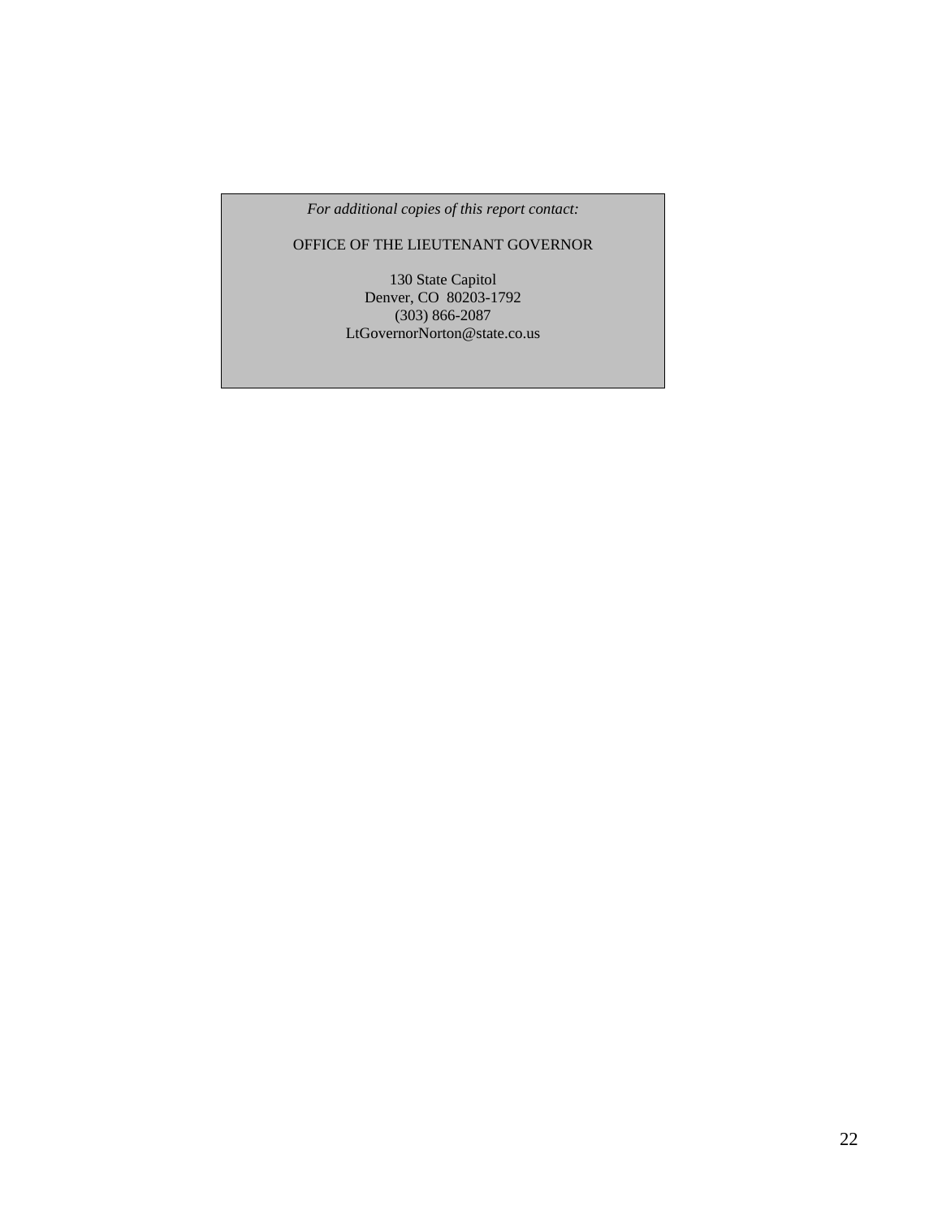*For additional copies of this report contact:*

OFFICE OF THE LIEUTENANT GOVERNOR

130 State Capitol
Denver, CO 80203-1792
(303) 866-2087
LtGovernorNorton@state.co.us